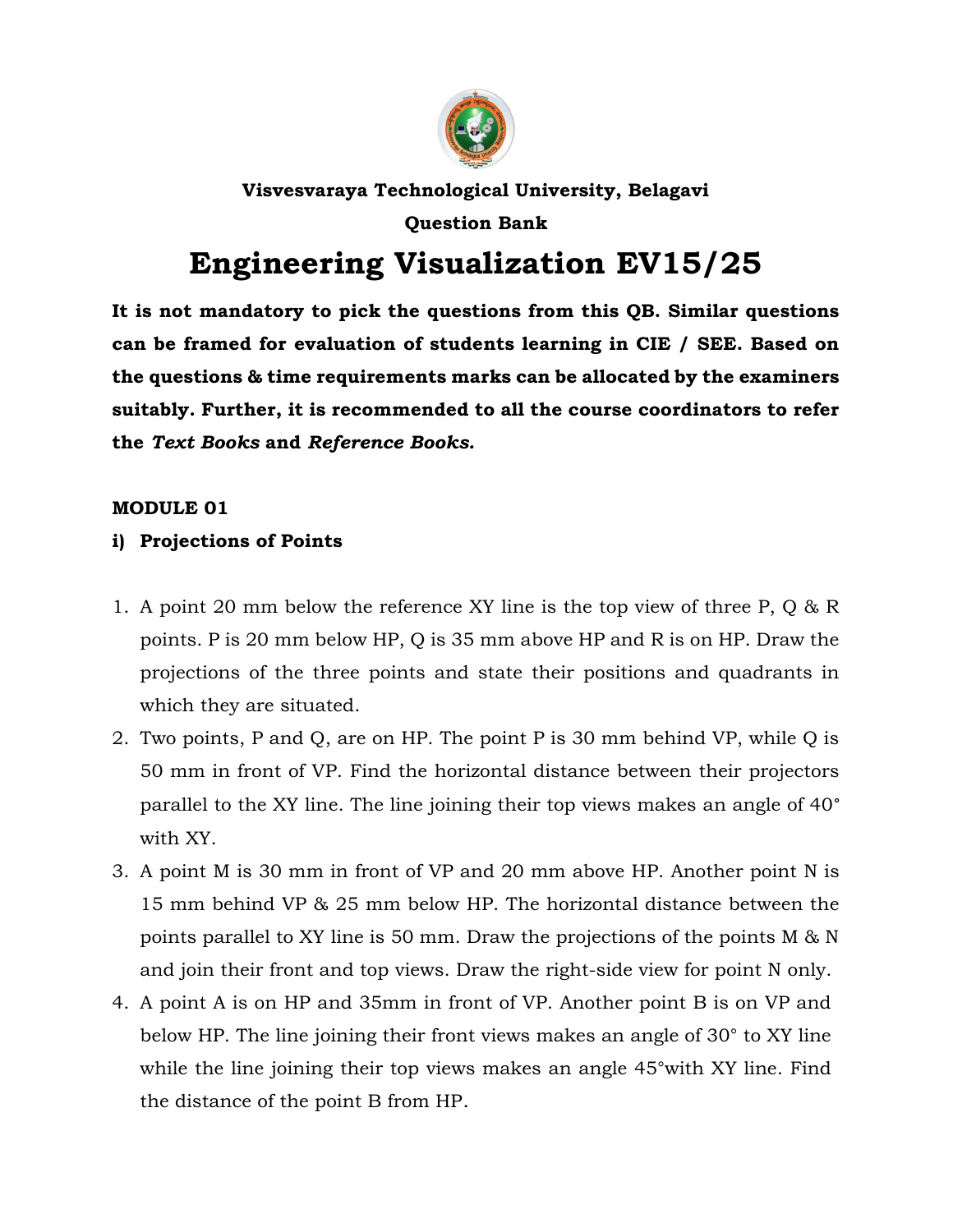**Visvesvaraya Technological University, Belagavi**

**Question Bank**

# Engineering Visualization EV15/25

**It is not mandatory to pick the questions from this QB. Similar questions can be framed for evaluation of students learning in CIE / SEE. Based on the questions & time requirements marks can be allocated by the examiners suitably. Further, it is recommended to all the course coordinators to refer the *Text Books* and *Reference Books.***

## MODULE 01

### i) Projections of Points

1. A point 20 mm below the reference XY line is the top view of three P, Q & R points. P is 20 mm below HP, Q is 35 mm above HP and R is on HP. Draw the projections of the three points and state their positions and quadrants in which they are situated.
2. Two points, P and Q, are on HP. The point P is 30 mm behind VP, while Q is 50 mm in front of VP. Find the horizontal distance between their projectors parallel to the XY line. The line joining their top views makes an angle of 40° with XY.
3. A point M is 30 mm in front of VP and 20 mm above HP. Another point N is 15 mm behind VP & 25 mm below HP. The horizontal distance between the points parallel to XY line is 50 mm. Draw the projections of the points M & N and join their front and top views. Draw the right-side view for point N only.
4. A point A is on HP and 35mm in front of VP. Another point B is on VP and below HP. The line joining their front views makes an angle of 30° to XY line while the line joining their top views makes an angle 45°with XY line. Find the distance of the point B from HP.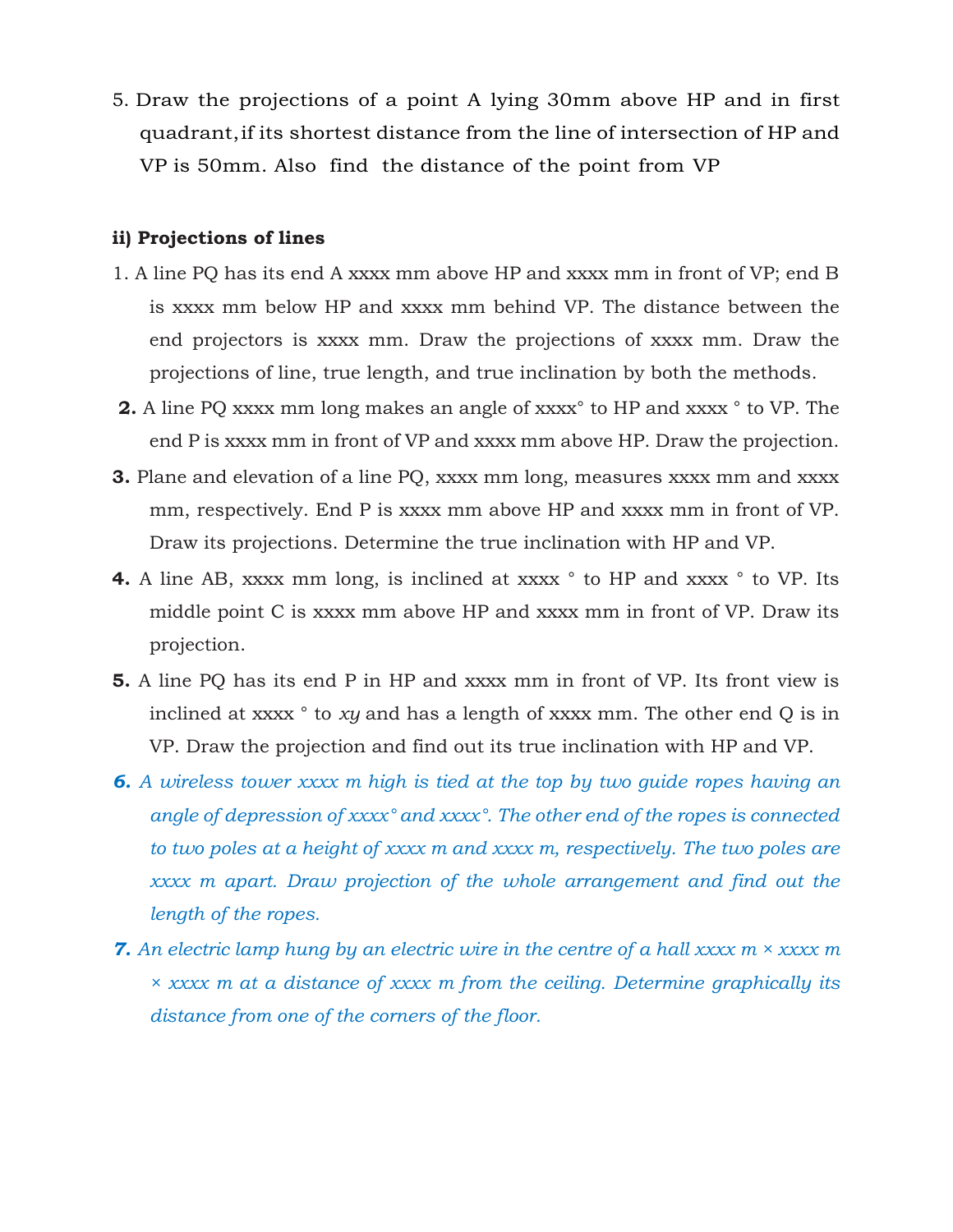5. Draw the projections of a point A lying 30mm above HP and in first quadrant, if its shortest distance from the line of intersection of HP and VP is 50mm. Also find the distance of the point from VP

**ii) Projections of lines**

1. A line PQ has its end A xxxx mm above HP and xxxx mm in front of VP; end B is xxxx mm below HP and xxxx mm behind VP. The distance between the end projectors is xxxx mm. Draw the projections of xxxx mm. Draw the projections of line, true length, and true inclination by both the methods.

**2.** A line PQ xxxx mm long makes an angle of xxxx° to HP and xxxx ° to VP. The end P is xxxx mm in front of VP and xxxx mm above HP. Draw the projection.

**3.** Plane and elevation of a line PQ, xxxx mm long, measures xxxx mm and xxxx mm, respectively. End P is xxxx mm above HP and xxxx mm in front of VP. Draw its projections. Determine the true inclination with HP and VP.

**4.** A line AB, xxxx mm long, is inclined at xxxx ° to HP and xxxx ° to VP. Its middle point C is xxxx mm above HP and xxxx mm in front of VP. Draw its projection.

**5.** A line PQ has its end P in HP and xxxx mm in front of VP. Its front view is inclined at xxxx ° to *xy* and has a length of xxxx mm. The other end Q is in VP. Draw the projection and find out its true inclination with HP and VP.

***6.*** *A wireless tower xxxx m high is tied at the top by two guide ropes having an angle of depression of xxxx° and xxxx°. The other end of the ropes is connected to two poles at a height of xxxx m and xxxx m, respectively. The two poles are xxxx m apart. Draw projection of the whole arrangement and find out the length of the ropes.*

***7.*** *An electric lamp hung by an electric wire in the centre of a hall xxxx m × xxxx m × xxxx m at a distance of xxxx m from the ceiling. Determine graphically its distance from one of the corners of the floor.*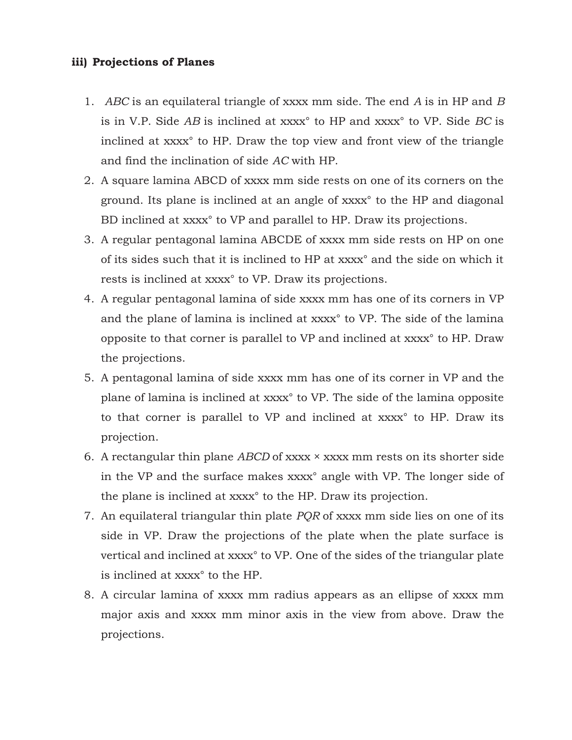### iii) Projections of Planes

1. *ABC* is an equilateral triangle of xxxx mm side. The end *A* is in HP and *B* is in V.P. Side *AB* is inclined at xxxx° to HP and xxxx° to VP. Side *BC* is inclined at xxxx° to HP. Draw the top view and front view of the triangle and find the inclination of side *AC* with HP.
2. A square lamina ABCD of xxxx mm side rests on one of its corners on the ground. Its plane is inclined at an angle of xxxx° to the HP and diagonal BD inclined at xxxx° to VP and parallel to HP. Draw its projections.
3. A regular pentagonal lamina ABCDE of xxxx mm side rests on HP on one of its sides such that it is inclined to HP at xxxx° and the side on which it rests is inclined at xxxx° to VP. Draw its projections.
4. A regular pentagonal lamina of side xxxx mm has one of its corners in VP and the plane of lamina is inclined at xxxx° to VP. The side of the lamina opposite to that corner is parallel to VP and inclined at xxxx° to HP. Draw the projections.
5. A pentagonal lamina of side xxxx mm has one of its corner in VP and the plane of lamina is inclined at xxxx° to VP. The side of the lamina opposite to that corner is parallel to VP and inclined at xxxx° to HP. Draw its projection.
6. A rectangular thin plane *ABCD* of xxxx × xxxx mm rests on its shorter side in the VP and the surface makes xxxx° angle with VP. The longer side of the plane is inclined at xxxx° to the HP. Draw its projection.
7. An equilateral triangular thin plate *PQR* of xxxx mm side lies on one of its side in VP. Draw the projections of the plate when the plate surface is vertical and inclined at xxxx° to VP. One of the sides of the triangular plate is inclined at xxxx° to the HP.
8. A circular lamina of xxxx mm radius appears as an ellipse of xxxx mm major axis and xxxx mm minor axis in the view from above. Draw the projections.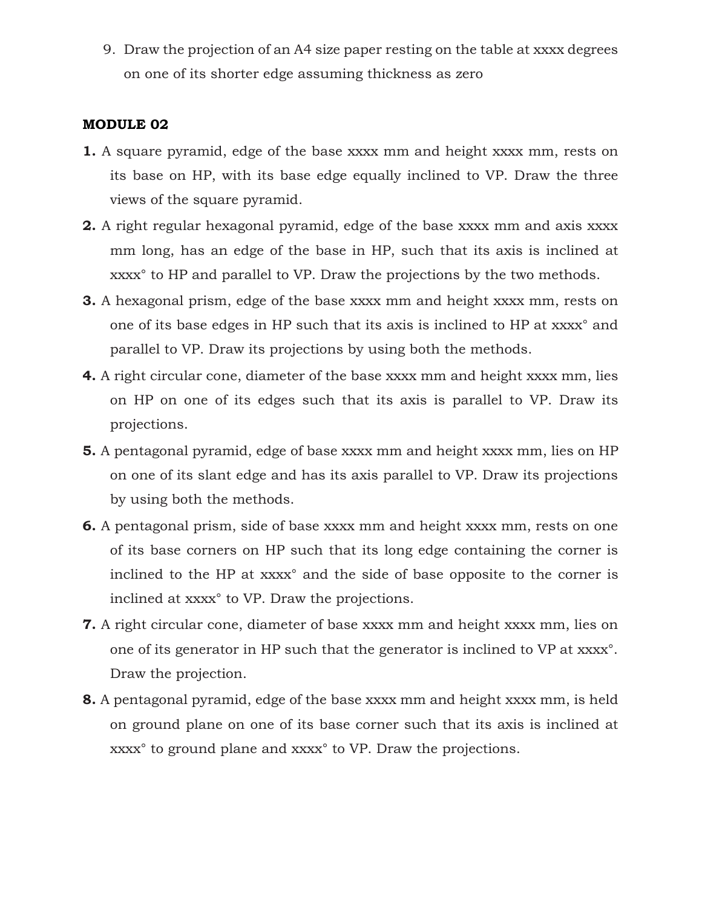9. Draw the projection of an A4 size paper resting on the table at xxxx degrees on one of its shorter edge assuming thickness as zero

**MODULE 02**

**1.** A square pyramid, edge of the base xxxx mm and height xxxx mm, rests on its base on HP, with its base edge equally inclined to VP. Draw the three views of the square pyramid.

**2.** A right regular hexagonal pyramid, edge of the base xxxx mm and axis xxxx mm long, has an edge of the base in HP, such that its axis is inclined at xxxx° to HP and parallel to VP. Draw the projections by the two methods.

**3.** A hexagonal prism, edge of the base xxxx mm and height xxxx mm, rests on one of its base edges in HP such that its axis is inclined to HP at xxxx° and parallel to VP. Draw its projections by using both the methods.

**4.** A right circular cone, diameter of the base xxxx mm and height xxxx mm, lies on HP on one of its edges such that its axis is parallel to VP. Draw its projections.

**5.** A pentagonal pyramid, edge of base xxxx mm and height xxxx mm, lies on HP on one of its slant edge and has its axis parallel to VP. Draw its projections by using both the methods.

**6.** A pentagonal prism, side of base xxxx mm and height xxxx mm, rests on one of its base corners on HP such that its long edge containing the corner is inclined to the HP at xxxx° and the side of base opposite to the corner is inclined at xxxx° to VP. Draw the projections.

**7.** A right circular cone, diameter of base xxxx mm and height xxxx mm, lies on one of its generator in HP such that the generator is inclined to VP at xxxx°. Draw the projection.

**8.** A pentagonal pyramid, edge of the base xxxx mm and height xxxx mm, is held on ground plane on one of its base corner such that its axis is inclined at xxxx° to ground plane and xxxx° to VP. Draw the projections.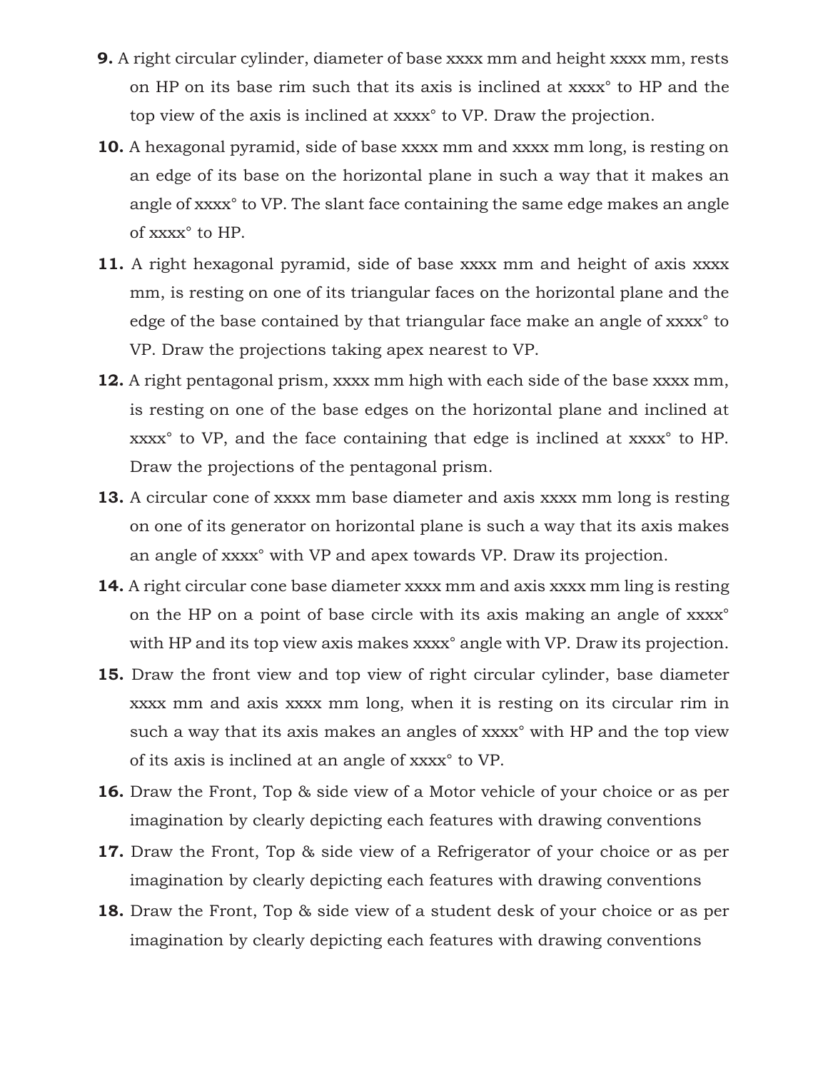**9.** A right circular cylinder, diameter of base xxxx mm and height xxxx mm, rests on HP on its base rim such that its axis is inclined at xxxx° to HP and the top view of the axis is inclined at xxxx° to VP. Draw the projection.

**10.** A hexagonal pyramid, side of base xxxx mm and xxxx mm long, is resting on an edge of its base on the horizontal plane in such a way that it makes an angle of xxxx° to VP. The slant face containing the same edge makes an angle of xxxx° to HP.

**11.** A right hexagonal pyramid, side of base xxxx mm and height of axis xxxx mm, is resting on one of its triangular faces on the horizontal plane and the edge of the base contained by that triangular face make an angle of xxxx° to VP. Draw the projections taking apex nearest to VP.

**12.** A right pentagonal prism, xxxx mm high with each side of the base xxxx mm, is resting on one of the base edges on the horizontal plane and inclined at xxxx° to VP, and the face containing that edge is inclined at xxxx° to HP. Draw the projections of the pentagonal prism.

**13.** A circular cone of xxxx mm base diameter and axis xxxx mm long is resting on one of its generator on horizontal plane is such a way that its axis makes an angle of xxxx° with VP and apex towards VP. Draw its projection.

**14.** A right circular cone base diameter xxxx mm and axis xxxx mm ling is resting on the HP on a point of base circle with its axis making an angle of xxxx° with HP and its top view axis makes xxxx° angle with VP. Draw its projection.

**15.** Draw the front view and top view of right circular cylinder, base diameter xxxx mm and axis xxxx mm long, when it is resting on its circular rim in such a way that its axis makes an angles of xxxx° with HP and the top view of its axis is inclined at an angle of xxxx° to VP.

**16.** Draw the Front, Top & side view of a Motor vehicle of your choice or as per imagination by clearly depicting each features with drawing conventions

**17.** Draw the Front, Top & side view of a Refrigerator of your choice or as per imagination by clearly depicting each features with drawing conventions

**18.** Draw the Front, Top & side view of a student desk of your choice or as per imagination by clearly depicting each features with drawing conventions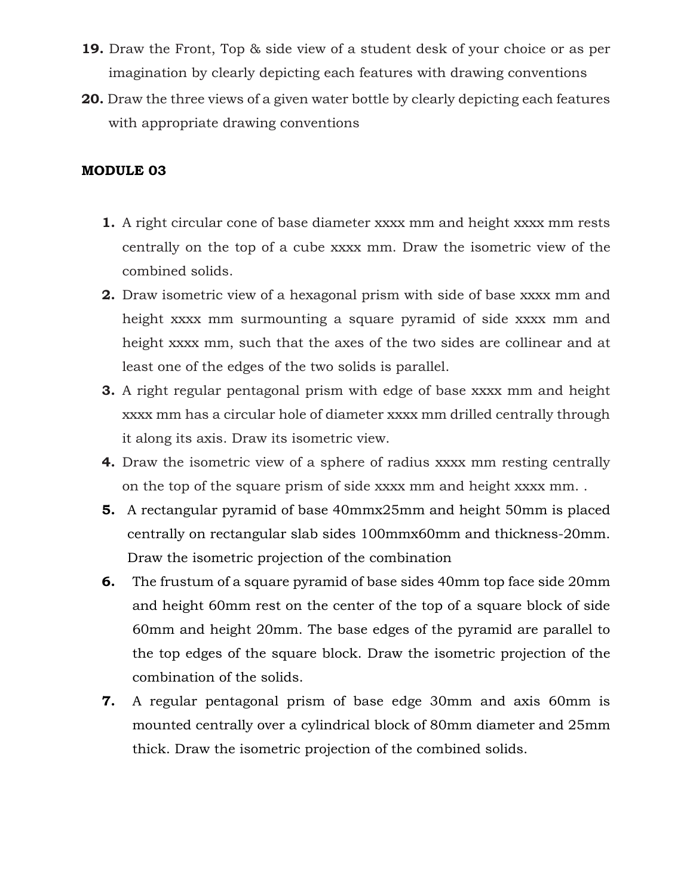19. Draw the Front, Top & side view of a student desk of your choice or as per imagination by clearly depicting each features with drawing conventions
20. Draw the three views of a given water bottle by clearly depicting each features with appropriate drawing conventions

**MODULE 03**

1. A right circular cone of base diameter xxxx mm and height xxxx mm rests centrally on the top of a cube xxxx mm. Draw the isometric view of the combined solids.
2. Draw isometric view of a hexagonal prism with side of base xxxx mm and height xxxx mm surmounting a square pyramid of side xxxx mm and height xxxx mm, such that the axes of the two sides are collinear and at least one of the edges of the two solids is parallel.
3. A right regular pentagonal prism with edge of base xxxx mm and height xxxx mm has a circular hole of diameter xxxx mm drilled centrally through it along its axis. Draw its isometric view.
4. Draw the isometric view of a sphere of radius xxxx mm resting centrally on the top of the square prism of side xxxx mm and height xxxx mm. .
5. A rectangular pyramid of base 40mmx25mm and height 50mm is placed centrally on rectangular slab sides 100mmx60mm and thickness-20mm. Draw the isometric projection of the combination
6. The frustum of a square pyramid of base sides 40mm top face side 20mm and height 60mm rest on the center of the top of a square block of side 60mm and height 20mm. The base edges of the pyramid are parallel to the top edges of the square block. Draw the isometric projection of the combination of the solids.
7. A regular pentagonal prism of base edge 30mm and axis 60mm is mounted centrally over a cylindrical block of 80mm diameter and 25mm thick. Draw the isometric projection of the combined solids.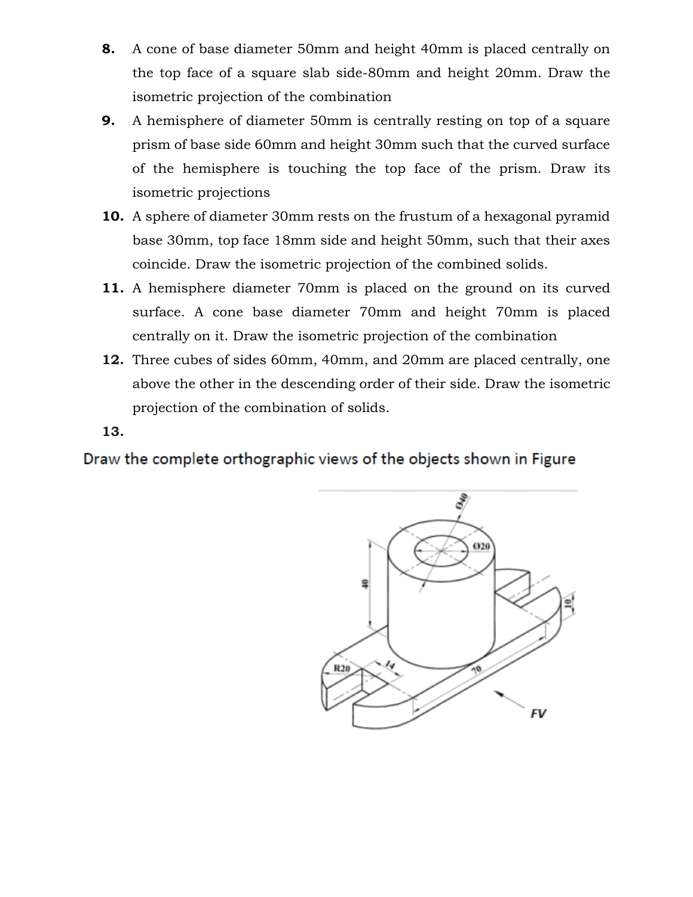8. A cone of base diameter 50mm and height 40mm is placed centrally on the top face of a square slab side-80mm and height 20mm. Draw the isometric projection of the combination

9. A hemisphere of diameter 50mm is centrally resting on top of a square prism of base side 60mm and height 30mm such that the curved surface of the hemisphere is touching the top face of the prism. Draw its isometric projections

10. A sphere of diameter 30mm rests on the frustum of a hexagonal pyramid base 30mm, top face 18mm side and height 50mm, such that their axes coincide. Draw the isometric projection of the combined solids.

11. A hemisphere diameter 70mm is placed on the ground on its curved surface. A cone base diameter 70mm and height 70mm is placed centrally on it. Draw the isometric projection of the combination

12. Three cubes of sides 60mm, 40mm, and 20mm are placed centrally, one above the other in the descending order of their side. Draw the isometric projection of the combination of solids.

13.

Draw the complete orthographic views of the objects shown in Figure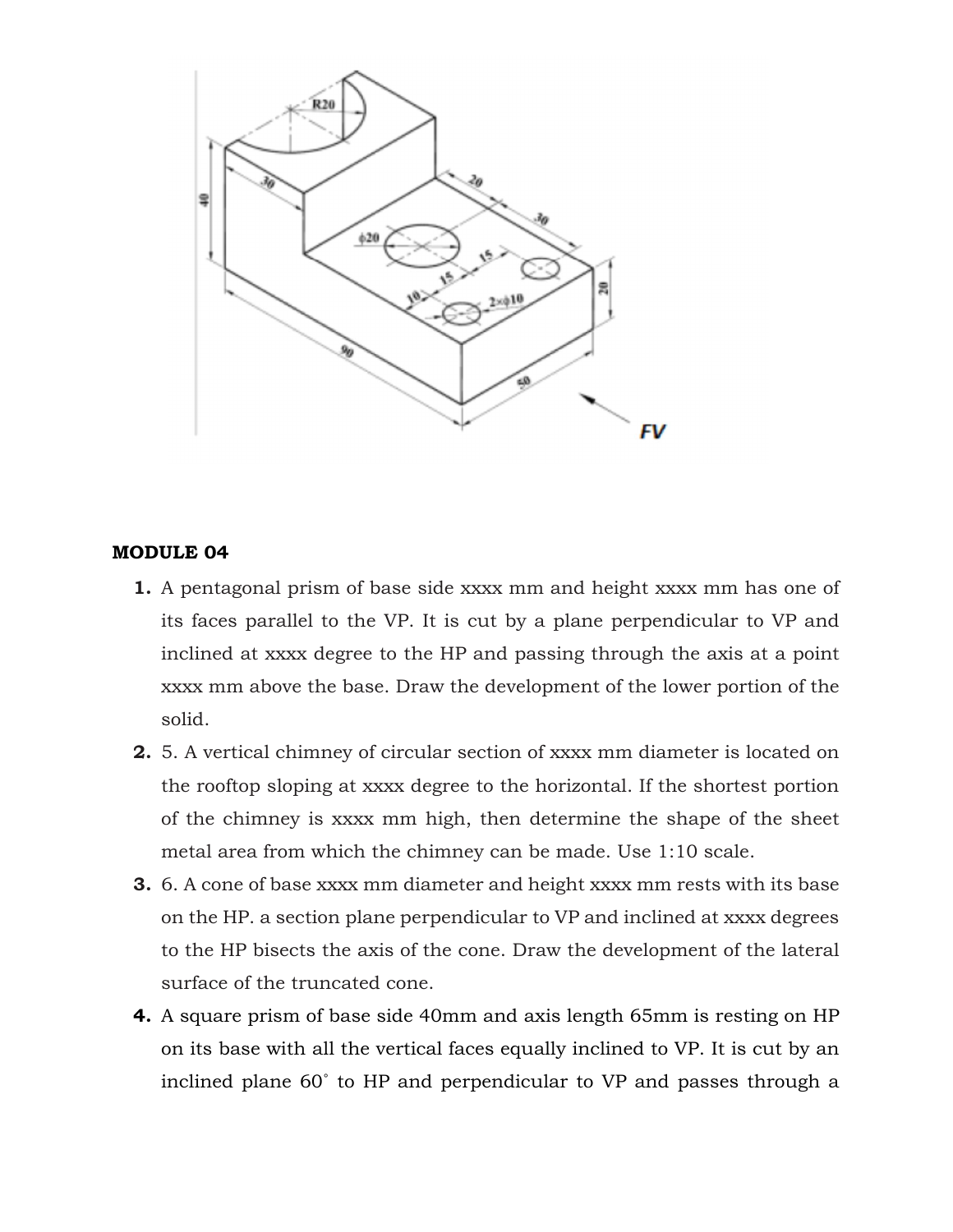## MODULE 04

1. A pentagonal prism of base side xxxx mm and height xxxx mm has one of its faces parallel to the VP. It is cut by a plane perpendicular to VP and inclined at xxxx degree to the HP and passing through the axis at a point xxxx mm above the base. Draw the development of the lower portion of the solid.
2. 5. A vertical chimney of circular section of xxxx mm diameter is located on the rooftop sloping at xxxx degree to the horizontal. If the shortest portion of the chimney is xxxx mm high, then determine the shape of the sheet metal area from which the chimney can be made. Use 1:10 scale.
3. 6. A cone of base xxxx mm diameter and height xxxx mm rests with its base on the HP. a section plane perpendicular to VP and inclined at xxxx degrees to the HP bisects the axis of the cone. Draw the development of the lateral surface of the truncated cone.
4. A square prism of base side 40mm and axis length 65mm is resting on HP on its base with all the vertical faces equally inclined to VP. It is cut by an inclined plane 60° to HP and perpendicular to VP and passes through a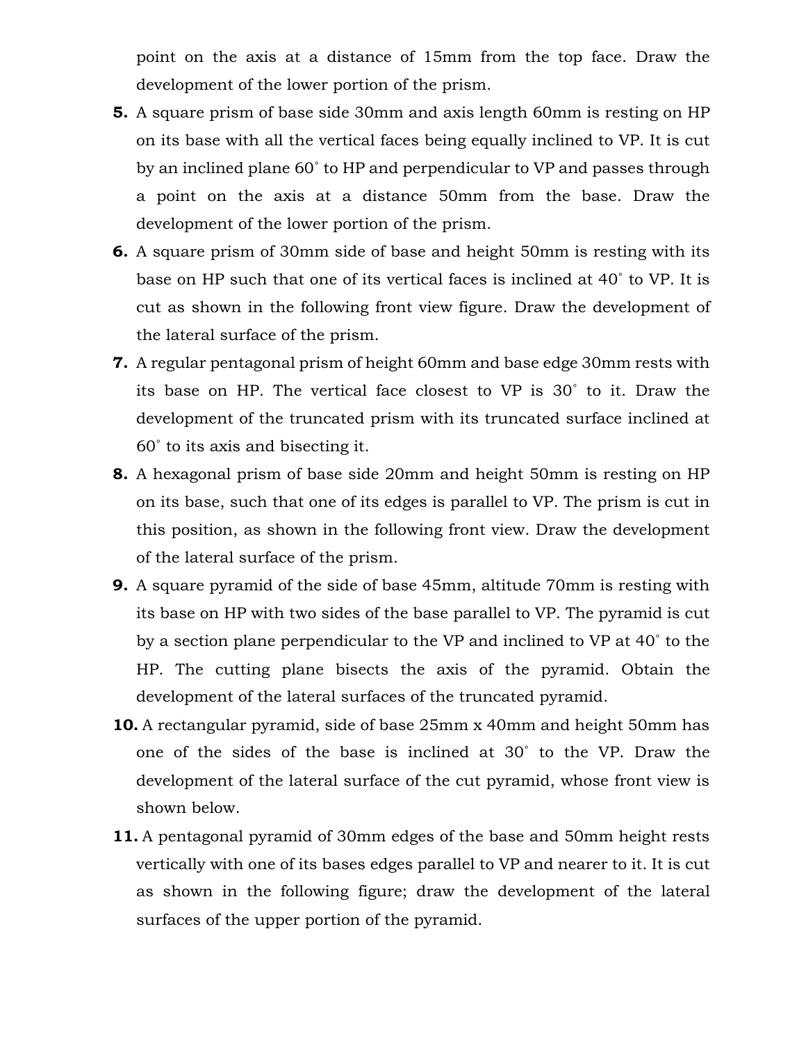point on the axis at a distance of 15mm from the top face. Draw the development of the lower portion of the prism.

5. A square prism of base side 30mm and axis length 60mm is resting on HP on its base with all the vertical faces being equally inclined to VP. It is cut by an inclined plane 60˚ to HP and perpendicular to VP and passes through a point on the axis at a distance 50mm from the base. Draw the development of the lower portion of the prism.
6. A square prism of 30mm side of base and height 50mm is resting with its base on HP such that one of its vertical faces is inclined at 40˚ to VP. It is cut as shown in the following front view figure. Draw the development of the lateral surface of the prism.
7. A regular pentagonal prism of height 60mm and base edge 30mm rests with its base on HP. The vertical face closest to VP is 30˚ to it. Draw the development of the truncated prism with its truncated surface inclined at 60˚ to its axis and bisecting it.
8. A hexagonal prism of base side 20mm and height 50mm is resting on HP on its base, such that one of its edges is parallel to VP. The prism is cut in this position, as shown in the following front view. Draw the development of the lateral surface of the prism.
9. A square pyramid of the side of base 45mm, altitude 70mm is resting with its base on HP with two sides of the base parallel to VP. The pyramid is cut by a section plane perpendicular to the VP and inclined to VP at 40˚ to the HP. The cutting plane bisects the axis of the pyramid. Obtain the development of the lateral surfaces of the truncated pyramid.
10. A rectangular pyramid, side of base 25mm x 40mm and height 50mm has one of the sides of the base is inclined at 30˚ to the VP. Draw the development of the lateral surface of the cut pyramid, whose front view is shown below.
11. A pentagonal pyramid of 30mm edges of the base and 50mm height rests vertically with one of its bases edges parallel to VP and nearer to it. It is cut as shown in the following figure; draw the development of the lateral surfaces of the upper portion of the pyramid.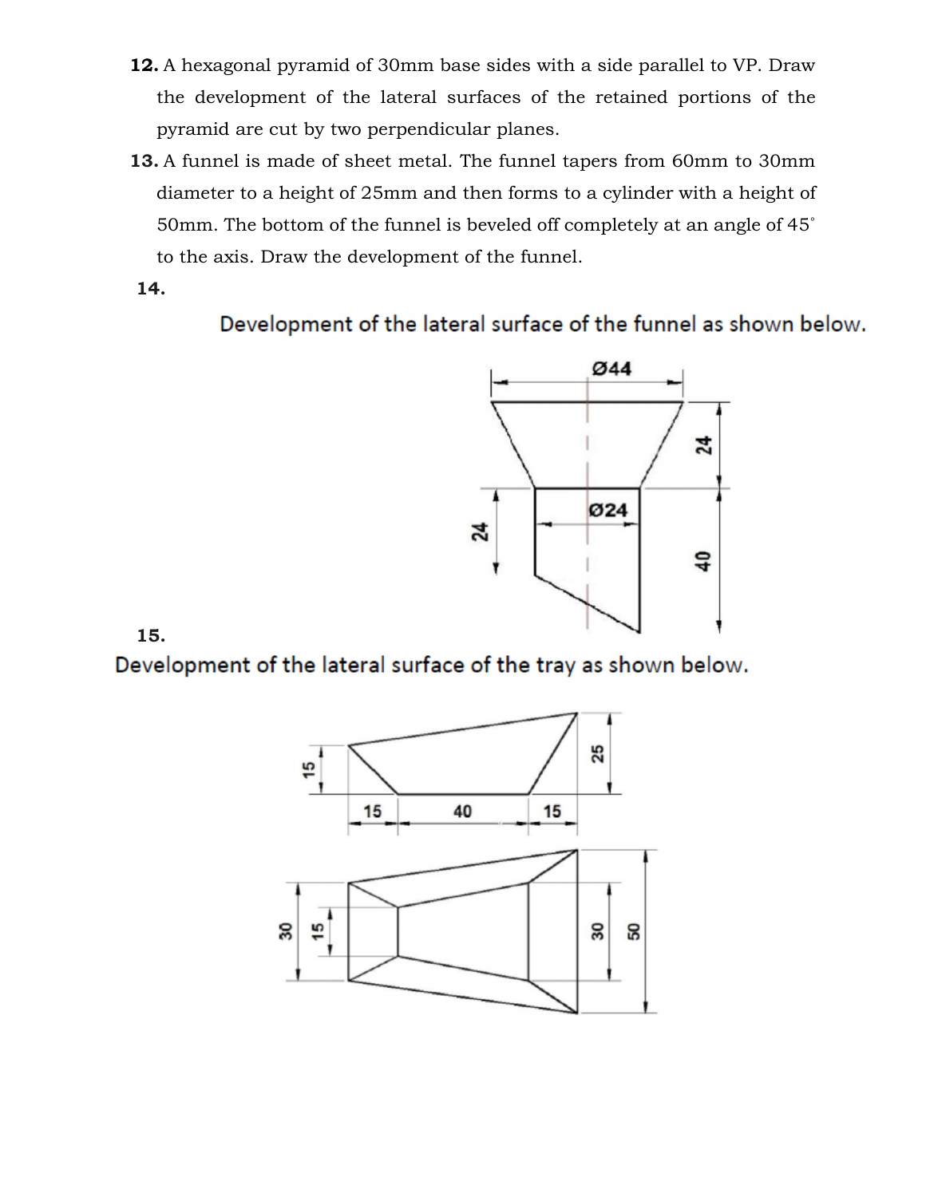12. A hexagonal pyramid of 30mm base sides with a side parallel to VP. Draw the development of the lateral surfaces of the retained portions of the pyramid are cut by two perpendicular planes.

13. A funnel is made of sheet metal. The funnel tapers from 60mm to 30mm diameter to a height of 25mm and then forms to a cylinder with a height of 50mm. The bottom of the funnel is beveled off completely at an angle of 45° to the axis. Draw the development of the funnel.

14.

Development of the lateral surface of the funnel as shown below.

Ø44

Ø24

24

24

40

15.

Development of the lateral surface of the tray as shown below.

15

15

40

15

25

30

15

30

50